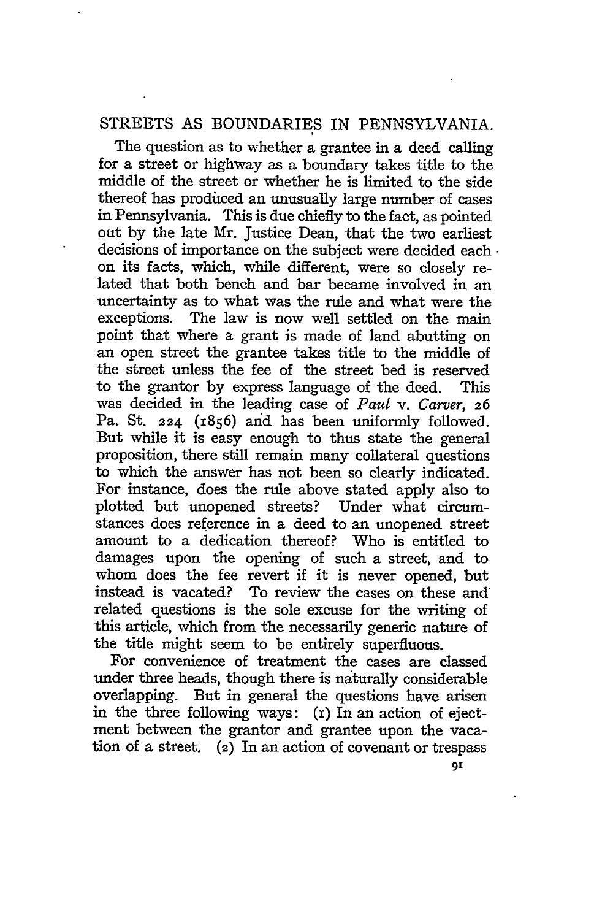# STREETS AS BOUNDARIES IN PENNSYLVANIA.

The question as to whether a grantee in a deed calling for a street or highway as a boundary takes title to the middle of the street or whether he is limited to the side thereof has produced an unusually large number of cases in Pennsylvania. This is due chiefly to the fact, as pointed out by the late Mr. Justice Dean, that the two earliest decisions of importance on the subject were decided each on its facts, which, while different, were so closely related that both bench and bar became involved in an uncertainty as to what was the rule and what were the exceptions. The law is now well settled on the main point that where a grant is made of land abutting on an open street the grantee takes title to the middle of the street unless the fee of the street bed is reserved to the grantor by express language of the deed. This was decided in the leading case of *Paul* v. *Carver*, 26 Pa. St. 224 (1856) and has been uniformly followed. But while it is easy enough to thus state the general proposition, there still remain many collateral questions to which the answer has not been so clearly indicated. For instance, does the rule above stated apply also to plotted but unopened streets? Under what circumstances does reference in a deed to an unopened street amount to a dedication thereof? Who is entitled to damages upon the opening of such a street, and to whom does the fee revert if it is never opened, but instead is vacated? To review the cases on these and related questions is the sole excuse for the writing of this article, which from the necessarily generic nature of the title might seem to be entirely superfluous.

For convenience of treatment the cases are classed under three heads, though there is naturally considerable overlapping. But in general the questions have arisen in the three following ways: (1) In an action of ejectment between the grantor and grantee upon the vacation of a street. (2) In an action of covenant or trespass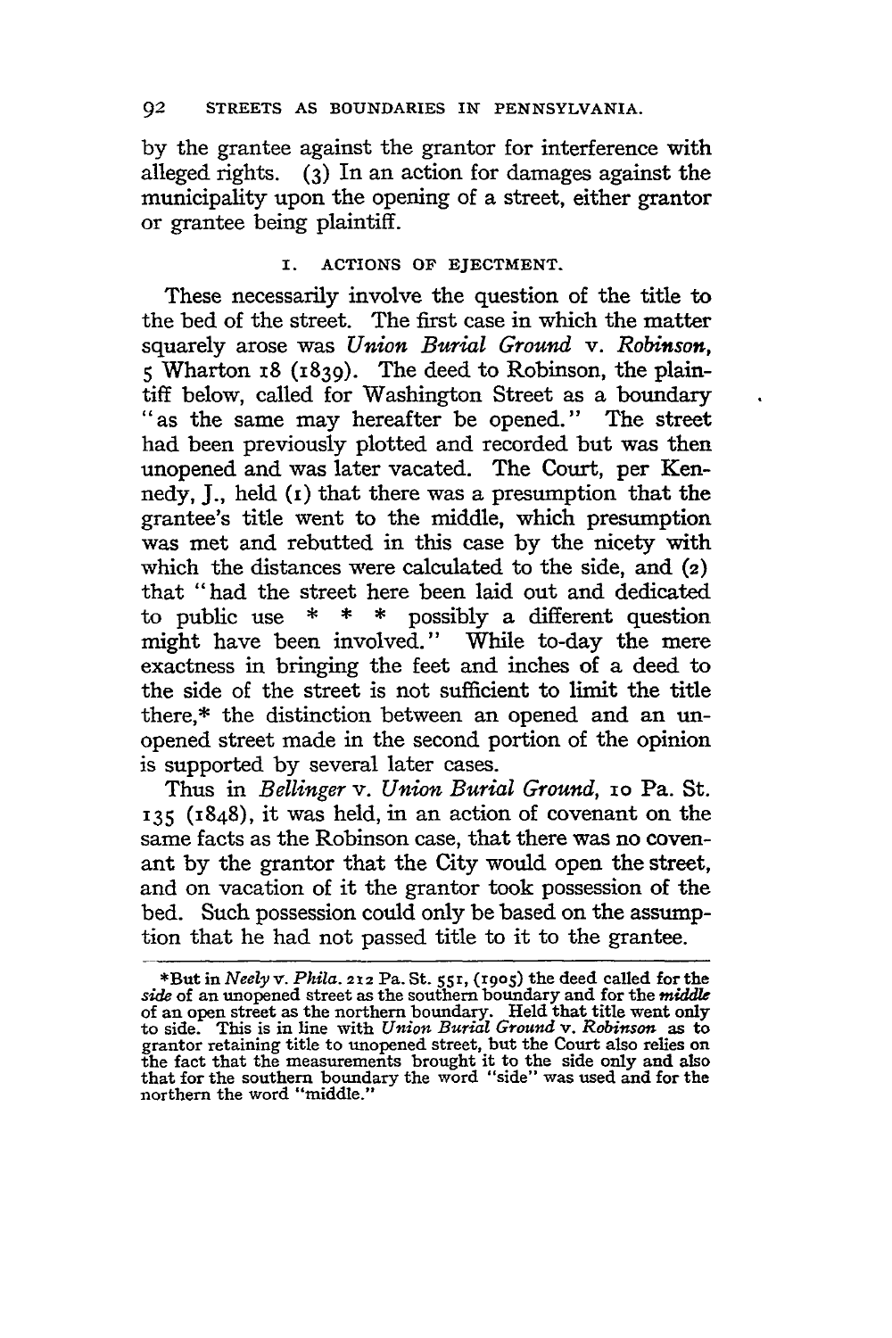by the grantee against the grantor for interference with alleged rights. (3) In an action for damages against the municipality upon the opening of a street, either grantor or grantee being plaintiff.

### I. ACTIONS OF EJECTMENT.

These necessarily involve the question of the title to the bed of the street. The first case in which the matter squarely arose was *Union Burial Ground* v. *Robinson*, 5 Wharton 18 (1839). The deed to Robinson, the plaintiff below, called for Washington Street as a boundary "as the same may hereafter be opened." The street had been previously plotted and recorded but was then unopened and was later vacated. The Court, per Kennedy, J., held (1) that there was a presumption that the grantee's title went to the middle, which presumption was met and rebutted in this case by the nicety with which the distances were calculated to the side, and (2) that "had the street here been laid out and dedicated to public use * * * possibly a different question might have been involved." While to-day the mere exactness in bringing the feet and inches of a deed to the side of the street is not sufficient to limit the title there,* the distinction between an opened and an unopened street made in the second portion of the opinion is supported by several later cases.

Thus in *Bellinger* v. *Union Burial Ground*, 10 Pa. St. 135 (1848), it was held, in an action of covenant on the same facts as the Robinson case, that there was no covenant by the grantor that the City would open the street, and on vacation of it the grantor took possession of the bed. Such possession could only be based on the assumption that he had not passed title to it to the grantee.

---

*But in *Neely* v. *Phila.* 212 Pa. St. 551, (1905) the deed called for the *side* of an unopened street as the southern boundary and for the *middle* of an open street as the northern boundary. Held that title went only to side. This is in line with *Union Burial Ground* v. *Robinson* as to grantor retaining title to unopened street, but the Court also relies on the fact that the measurements brought it to the side only and also that for the southern boundary the word "side" was used and for the northern the word "middle."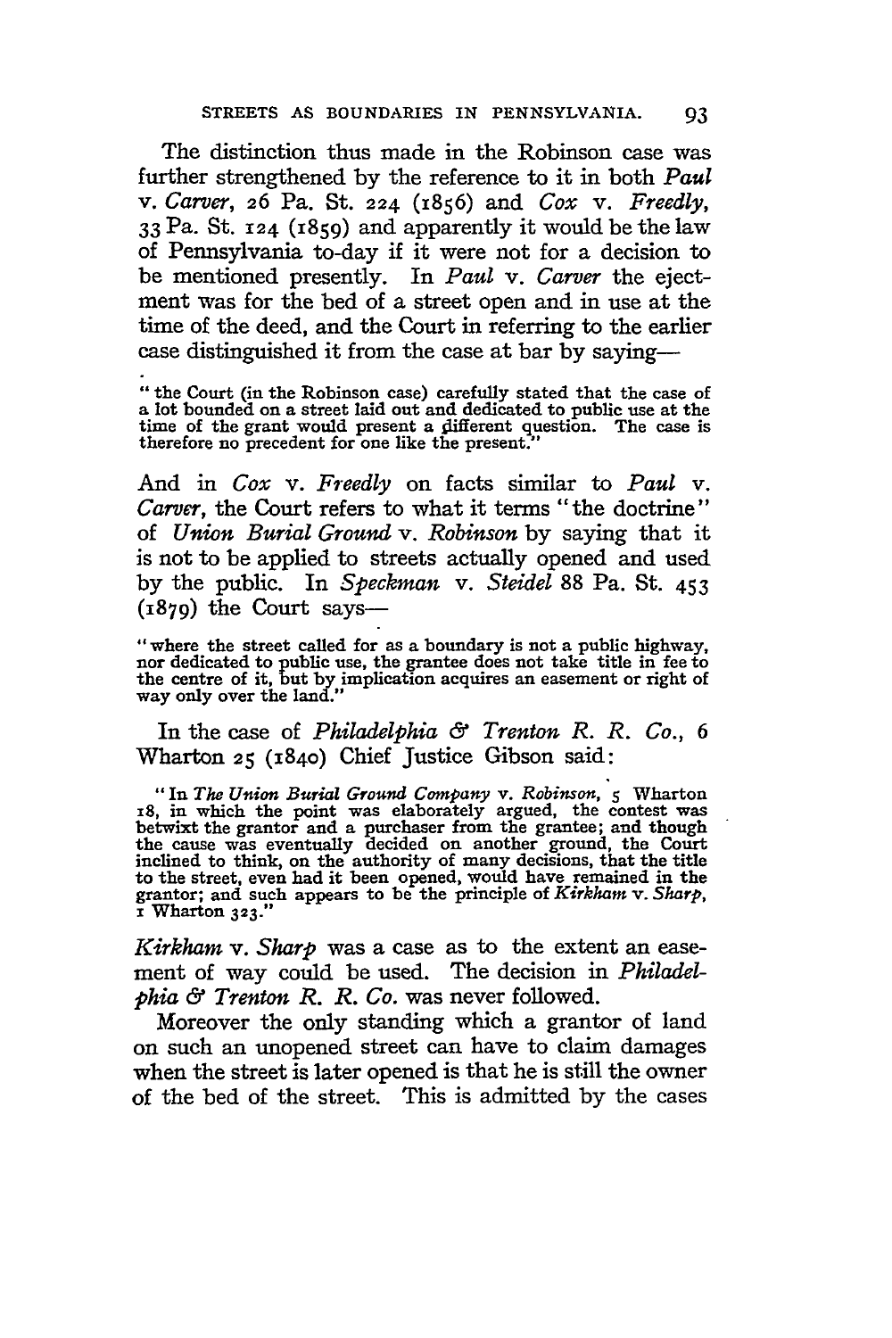The distinction thus made in the Robinson case was further strengthened by the reference to it in both *Paul* v. *Carver*, 26 Pa. St. 224 (1856) and *Cox* v. *Freedly*, 33 Pa. St. 124 (1859) and apparently it would be the law of Pennsylvania to-day if it were not for a decision to be mentioned presently. In *Paul* v. *Carver* the ejectment was for the bed of a street open and in use at the time of the deed, and the Court in referring to the earlier case distinguished it from the case at bar by saying—

> "the Court (in the Robinson case) carefully stated that the case of a lot bounded on a street laid out and dedicated to public use at the time of the grant would present a different question. The case is therefore no precedent for one like the present."

And in *Cox* v. *Freedly* on facts similar to *Paul* v. *Carver*, the Court refers to what it terms "the doctrine" of *Union Burial Ground* v. *Robinson* by saying that it is not to be applied to streets actually opened and used by the public. In *Speckman* v. *Steidel* 88 Pa. St. 453 (1879) the Court says—

> "where the street called for as a boundary is not a public highway, nor dedicated to public use, the grantee does not take title in fee to the centre of it, but by implication acquires an easement or right of way only over the land."

In the case of *Philadelphia & Trenton R. R. Co.*, 6 Wharton 25 (1840) Chief Justice Gibson said:

> "In *The Union Burial Ground Company* v. *Robinson*, 5 Wharton 18, in which the point was elaborately argued, the contest was betwixt the grantor and a purchaser from the grantee; and though the cause was eventually decided on another ground, the Court inclined to think, on the authority of many decisions, that the title to the street, even had it been opened, would have remained in the grantor; and such appears to be the principle of *Kirkham* v. *Sharp*, 1 Wharton 323."

*Kirkham* v. *Sharp* was a case as to the extent an easement of way could be used. The decision in *Philadelphia & Trenton R. R. Co.* was never followed.

Moreover the only standing which a grantor of land on such an unopened street can have to claim damages when the street is later opened is that he is still the owner of the bed of the street. This is admitted by the cases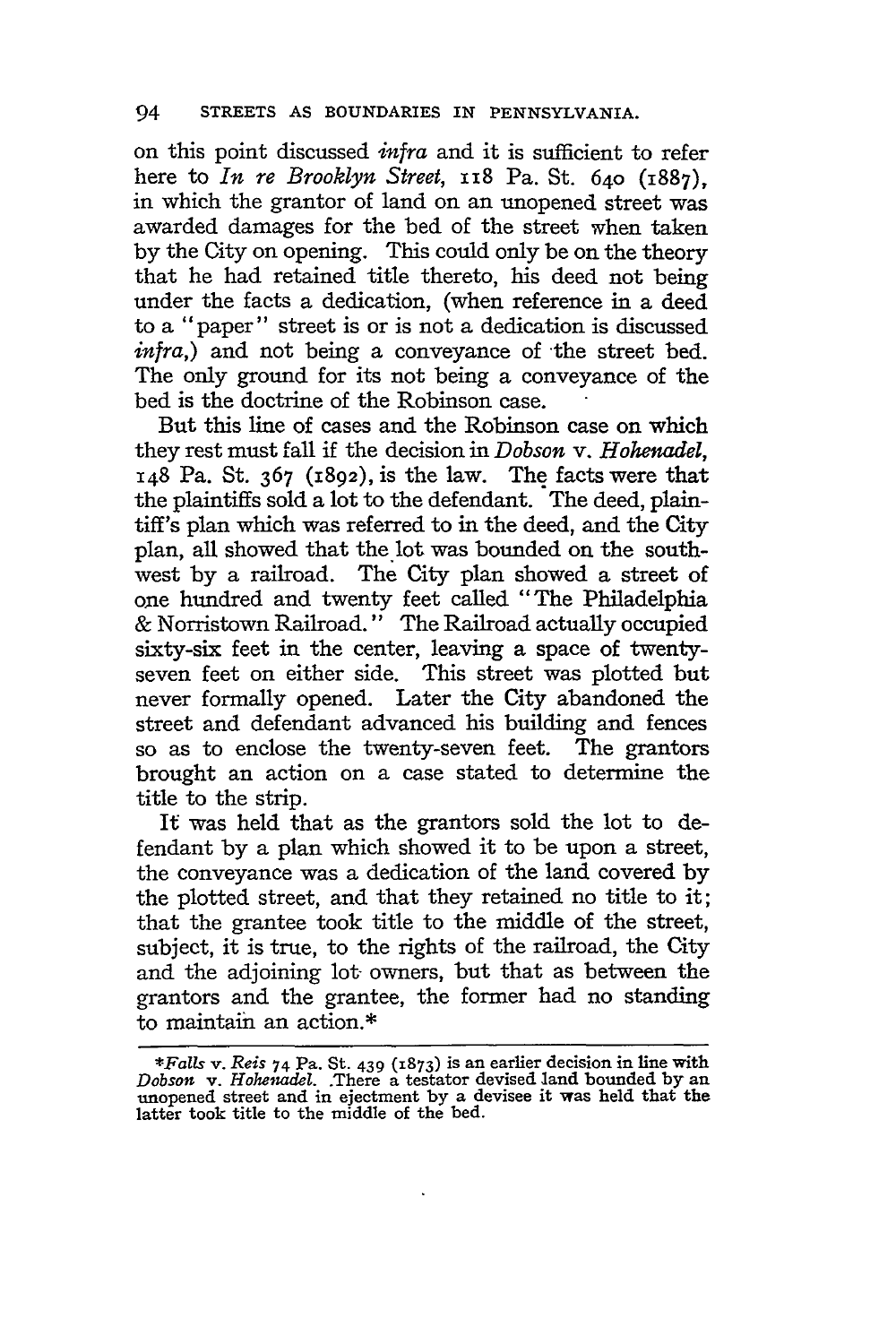on this point discussed *infra* and it is sufficient to refer here to *In re Brooklyn Street*, 118 Pa. St. 640 (1887), in which the grantor of land on an unopened street was awarded damages for the bed of the street when taken by the City on opening. This could only be on the theory that he had retained title thereto, his deed not being under the facts a dedication, (when reference in a deed to a "paper" street is or is not a dedication is discussed *infra*,) and not being a conveyance of the street bed. The only ground for its not being a conveyance of the bed is the doctrine of the Robinson case.

But this line of cases and the Robinson case on which they rest must fall if the decision in *Dobson* v. *Hohenadel*, 148 Pa. St. 367 (1892), is the law. The facts were that the plaintiffs sold a lot to the defendant. The deed, plaintiff's plan which was referred to in the deed, and the City plan, all showed that the lot was bounded on the southwest by a railroad. The City plan showed a street of one hundred and twenty feet called "The Philadelphia & Norristown Railroad." The Railroad actually occupied sixty-six feet in the center, leaving a space of twenty-seven feet on either side. This street was plotted but never formally opened. Later the City abandoned the street and defendant advanced his building and fences so as to enclose the twenty-seven feet. The grantors brought an action on a case stated to determine the title to the strip.

It was held that as the grantors sold the lot to defendant by a plan which showed it to be upon a street, the conveyance was a dedication of the land covered by the plotted street, and that they retained no title to it; that the grantee took title to the middle of the street, subject, it is true, to the rights of the railroad, the City and the adjoining lot owners, but that as between the grantors and the grantee, the former had no standing to maintain an action.*

*\*Falls* v. *Reis* 74 Pa. St. 439 (1873) is an earlier decision in line with *Dobson* v. *Hohenadel*. There a testator devised land bounded by an unopened street and in ejectment by a devisee it was held that the latter took title to the middle of the bed.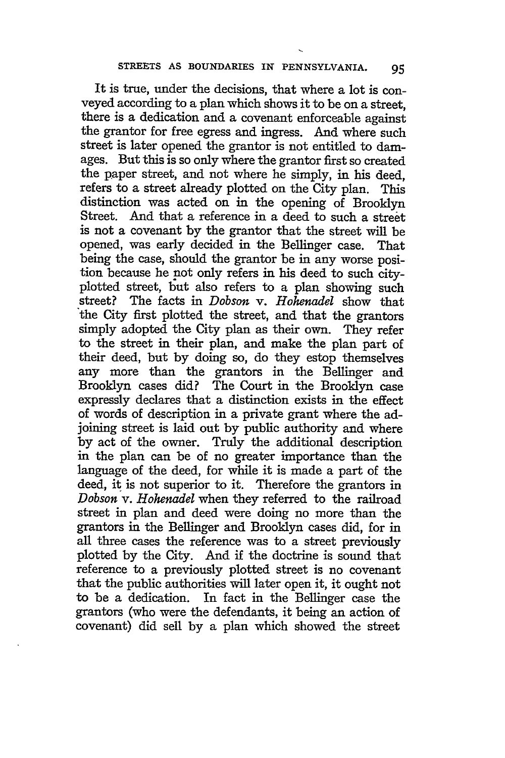It is true, under the decisions, that where a lot is conveyed according to a plan which shows it to be on a street, there is a dedication and a covenant enforceable against the grantor for free egress and ingress. And where such street is later opened the grantor is not entitled to damages. But this is so only where the grantor first so created the paper street, and not where he simply, in his deed, refers to a street already plotted on the City plan. This distinction was acted on in the opening of Brooklyn Street. And that a reference in a deed to such a street is not a covenant by the grantor that the street will be opened, was early decided in the Bellinger case. That being the case, should the grantor be in any worse position because he not only refers in his deed to such city-plotted street, but also refers to a plan showing such street? The facts in *Dobson* v. *Hohenadel* show that the City first plotted the street, and that the grantors simply adopted the City plan as their own. They refer to the street in their plan, and make the plan part of their deed, but by doing so, do they estop themselves any more than the grantors in the Bellinger and Brooklyn cases did? The Court in the Brooklyn case expressly declares that a distinction exists in the effect of words of description in a private grant where the adjoining street is laid out by public authority and where by act of the owner. Truly the additional description in the plan can be of no greater importance than the language of the deed, for while it is made a part of the deed, it is not superior to it. Therefore the grantors in *Dobson* v. *Hohenadel* when they referred to the railroad street in plan and deed were doing no more than the grantors in the Bellinger and Brooklyn cases did, for in all three cases the reference was to a street previously plotted by the City. And if the doctrine is sound that reference to a previously plotted street is no covenant that the public authorities will later open it, it ought not to be a dedication. In fact in the Bellinger case the grantors (who were the defendants, it being an action of covenant) did sell by a plan which showed the street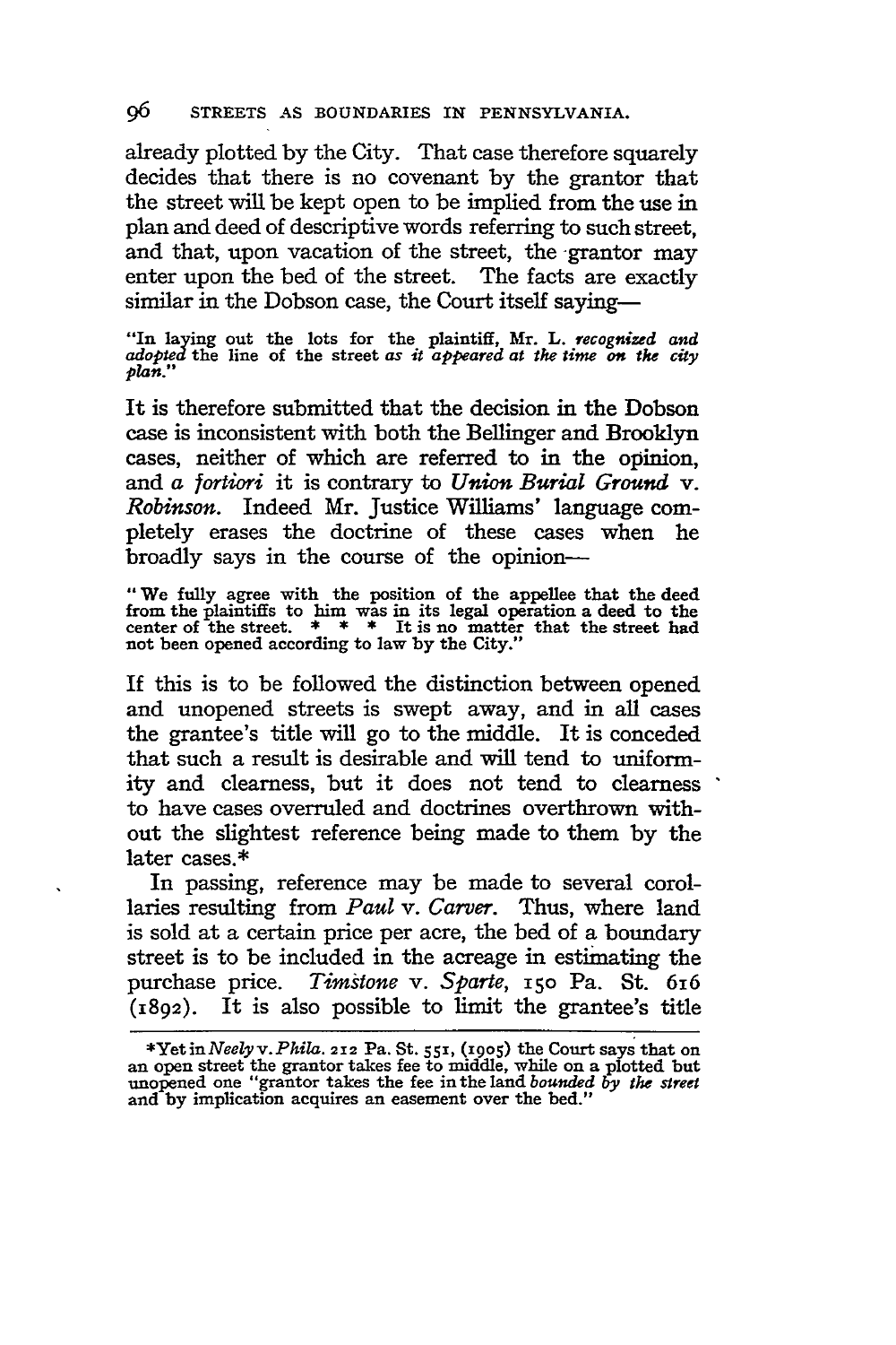already plotted by the City. That case therefore squarely decides that there is no covenant by the grantor that the street will be kept open to be implied from the use in plan and deed of descriptive words referring to such street, and that, upon vacation of the street, the grantor may enter upon the bed of the street. The facts are exactly similar in the Dobson case, the Court itself saying—

> "In laying out the lots for the plaintiff, Mr. L. *recognized and adopted* the line of the street *as it appeared at the time on the city plan.*"

It is therefore submitted that the decision in the Dobson case is inconsistent with both the Bellinger and Brooklyn cases, neither of which are referred to in the opinion, and *a fortiori* it is contrary to *Union Burial Ground* v. *Robinson*. Indeed Mr. Justice Williams' language completely erases the doctrine of these cases when he broadly says in the course of the opinion—

> "We fully agree with the position of the appellee that the deed from the plaintiffs to him was in its legal operation a deed to the center of the street. * * * It is no matter that the street had not been opened according to law by the City."

If this is to be followed the distinction between opened and unopened streets is swept away, and in all cases the grantee's title will go to the middle. It is conceded that such a result is desirable and will tend to uniformity and clearness, but it does not tend to clearness to have cases overruled and doctrines overthrown without the slightest reference being made to them by the later cases.*

In passing, reference may be made to several corollaries resulting from *Paul* v. *Carver*. Thus, where land is sold at a certain price per acre, the bed of a boundary street is to be included in the acreage in estimating the purchase price. *Timstone* v. *Sparte*, 150 Pa. St. 616 (1892). It is also possible to limit the grantee's title

---

*Yet in *Neely* v. *Phila.* 212 Pa. St. 551, (1905) the Court says that on an open street the grantor takes fee to middle, while on a plotted but unopened one "grantor takes the fee in the land *bounded by the street* and by implication acquires an easement over the bed."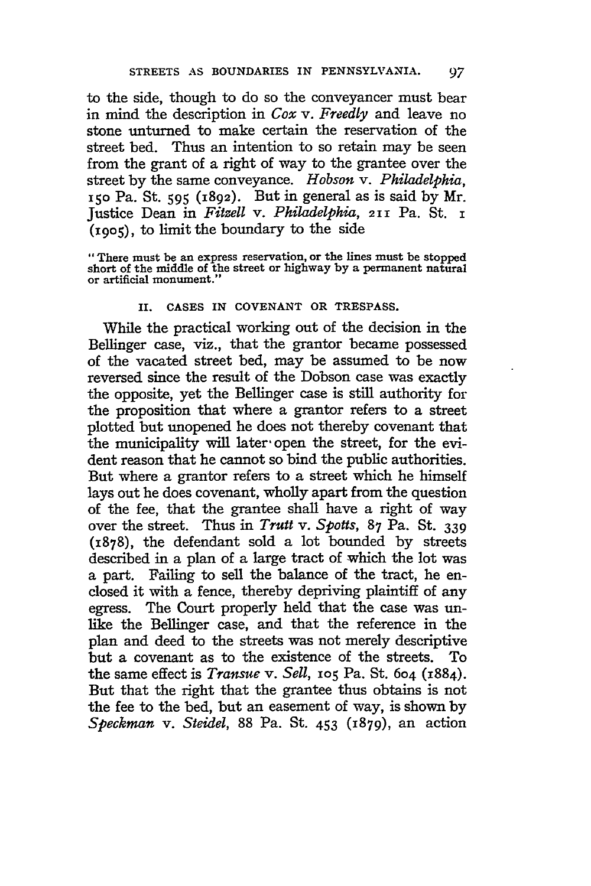to the side, though to do so the conveyancer must bear in mind the description in *Cox* v. *Freedly* and leave no stone unturned to make certain the reservation of the street bed. Thus an intention to so retain may be seen from the grant of a right of way to the grantee over the street by the same conveyance. *Hobson* v. *Philadelphia*, 150 Pa. St. 595 (1892). But in general as is said by Mr. Justice Dean in *Fitzell* v. *Philadelphia*, 211 Pa. St. 1 (1905), to limit the boundary to the side

> "There must be an express reservation, or the lines must be stopped short of the middle of the street or highway by a permanent natural or artificial monument."

## II. CASES IN COVENANT OR TRESPASS.

While the practical working out of the decision in the Bellinger case, viz., that the grantor became possessed of the vacated street bed, may be assumed to be now reversed since the result of the Dobson case was exactly the opposite, yet the Bellinger case is still authority for the proposition that where a grantor refers to a street plotted but unopened he does not thereby covenant that the municipality will later open the street, for the evident reason that he cannot so bind the public authorities. But where a grantor refers to a street which he himself lays out he does covenant, wholly apart from the question of the fee, that the grantee shall have a right of way over the street. Thus in *Trutt* v. *Spotts*, 87 Pa. St. 339 (1878), the defendant sold a lot bounded by streets described in a plan of a large tract of which the lot was a part. Failing to sell the balance of the tract, he enclosed it with a fence, thereby depriving plaintiff of any egress. The Court properly held that the case was unlike the Bellinger case, and that the reference in the plan and deed to the streets was not merely descriptive but a covenant as to the existence of the streets. To the same effect is *Transue* v. *Sell*, 105 Pa. St. 604 (1884). But that the right that the grantee thus obtains is not the fee to the bed, but an easement of way, is shown by *Speckman* v. *Steidel*, 88 Pa. St. 453 (1879), an action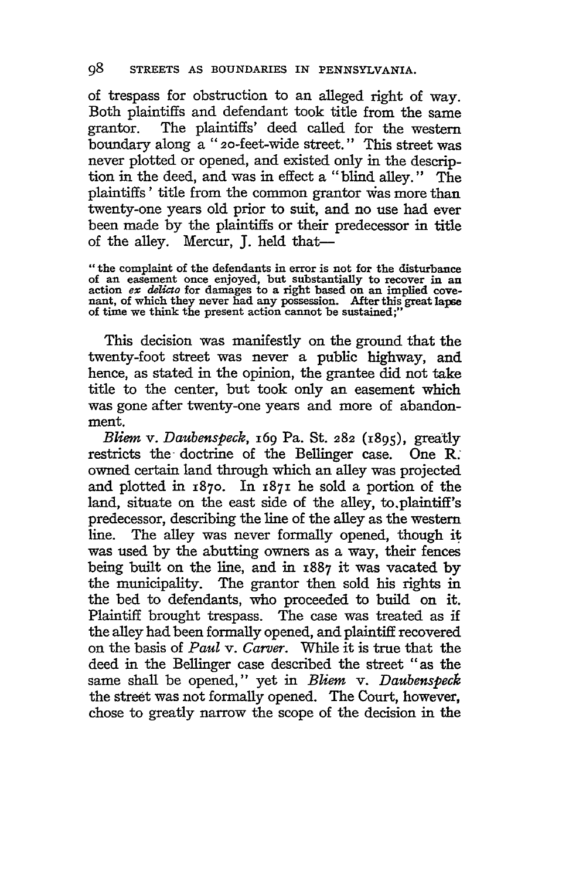of trespass for obstruction to an alleged right of way. Both plaintiffs and defendant took title from the same grantor. The plaintiffs' deed called for the western boundary along a "20-feet-wide street." This street was never plotted or opened, and existed only in the description in the deed, and was in effect a "blind alley." The plaintiffs' title from the common grantor was more than twenty-one years old prior to suit, and no use had ever been made by the plaintiffs or their predecessor in title of the alley. Mercur, J. held that—

> "the complaint of the defendants in error is not for the disturbance of an easement once enjoyed, but substantially to recover in an action *ex delicto* for damages to a right based on an implied covenant, of which they never had any possession. After this great lapse of time we think the present action cannot be sustained;"

This decision was manifestly on the ground that the twenty-foot street was never a public highway, and hence, as stated in the opinion, the grantee did not take title to the center, but took only an easement which was gone after twenty-one years and more of abandonment.

*Bliem* v. *Daubenspeck*, 169 Pa. St. 282 (1895), greatly restricts the doctrine of the Bellinger case. One R. owned certain land through which an alley was projected and plotted in 1870. In 1871 he sold a portion of the land, situate on the east side of the alley, to plaintiff's predecessor, describing the line of the alley as the western line. The alley was never formally opened, though it was used by the abutting owners as a way, their fences being built on the line, and in 1887 it was vacated by the municipality. The grantor then sold his rights in the bed to defendants, who proceeded to build on it. Plaintiff brought trespass. The case was treated as if the alley had been formally opened, and plaintiff recovered on the basis of *Paul* v. *Carver*. While it is true that the deed in the Bellinger case described the street "as the same shall be opened," yet in *Bliem* v. *Daubenspeck* the street was not formally opened. The Court, however, chose to greatly narrow the scope of the decision in the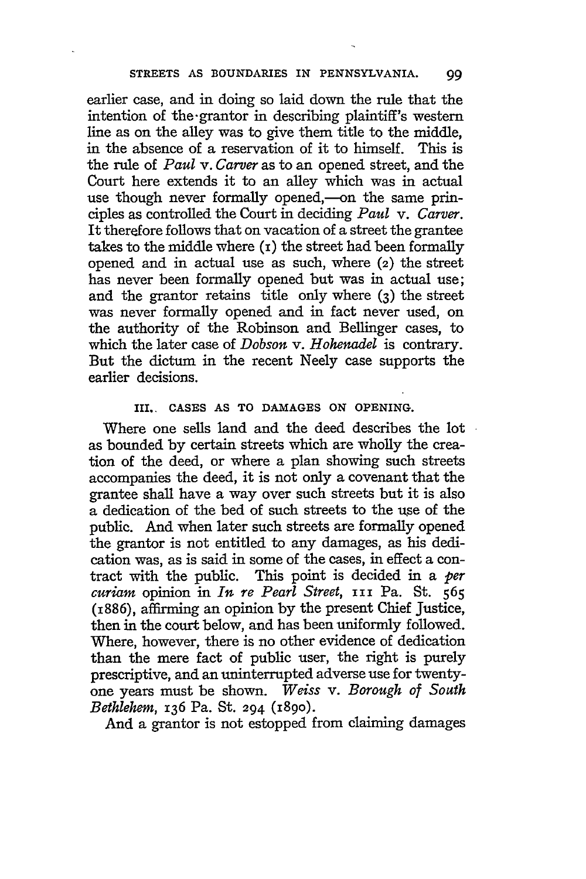earlier case, and in doing so laid down the rule that the intention of the grantor in describing plaintiff's western line as on the alley was to give them title to the middle, in the absence of a reservation of it to himself. This is the rule of *Paul* v. *Carver* as to an opened street, and the Court here extends it to an alley which was in actual use though never formally opened,—on the same principles as controlled the Court in deciding *Paul* v. *Carver*. It therefore follows that on vacation of a street the grantee takes to the middle where (1) the street had been formally opened and in actual use as such, where (2) the street has never been formally opened but was in actual use; and the grantor retains title only where (3) the street was never formally opened and in fact never used, on the authority of the Robinson and Bellinger cases, to which the later case of *Dobson* v. *Hohenadel* is contrary. But the dictum in the recent Neely case supports the earlier decisions.

### III. CASES AS TO DAMAGES ON OPENING.

Where one sells land and the deed describes the lot as bounded by certain streets which are wholly the creation of the deed, or where a plan showing such streets accompanies the deed, it is not only a covenant that the grantee shall have a way over such streets but it is also a dedication of the bed of such streets to the use of the public. And when later such streets are formally opened the grantor is not entitled to any damages, as his dedication was, as is said in some of the cases, in effect a contract with the public. This point is decided in a *per curiam* opinion in *In re Pearl Street*, 111 Pa. St. 565 (1886), affirming an opinion by the present Chief Justice, then in the court below, and has been uniformly followed. Where, however, there is no other evidence of dedication than the mere fact of public user, the right is purely prescriptive, and an uninterrupted adverse use for twenty-one years must be shown. *Weiss* v. *Borough of South Bethlehem*, 136 Pa. St. 294 (1890).

And a grantor is not estopped from claiming damages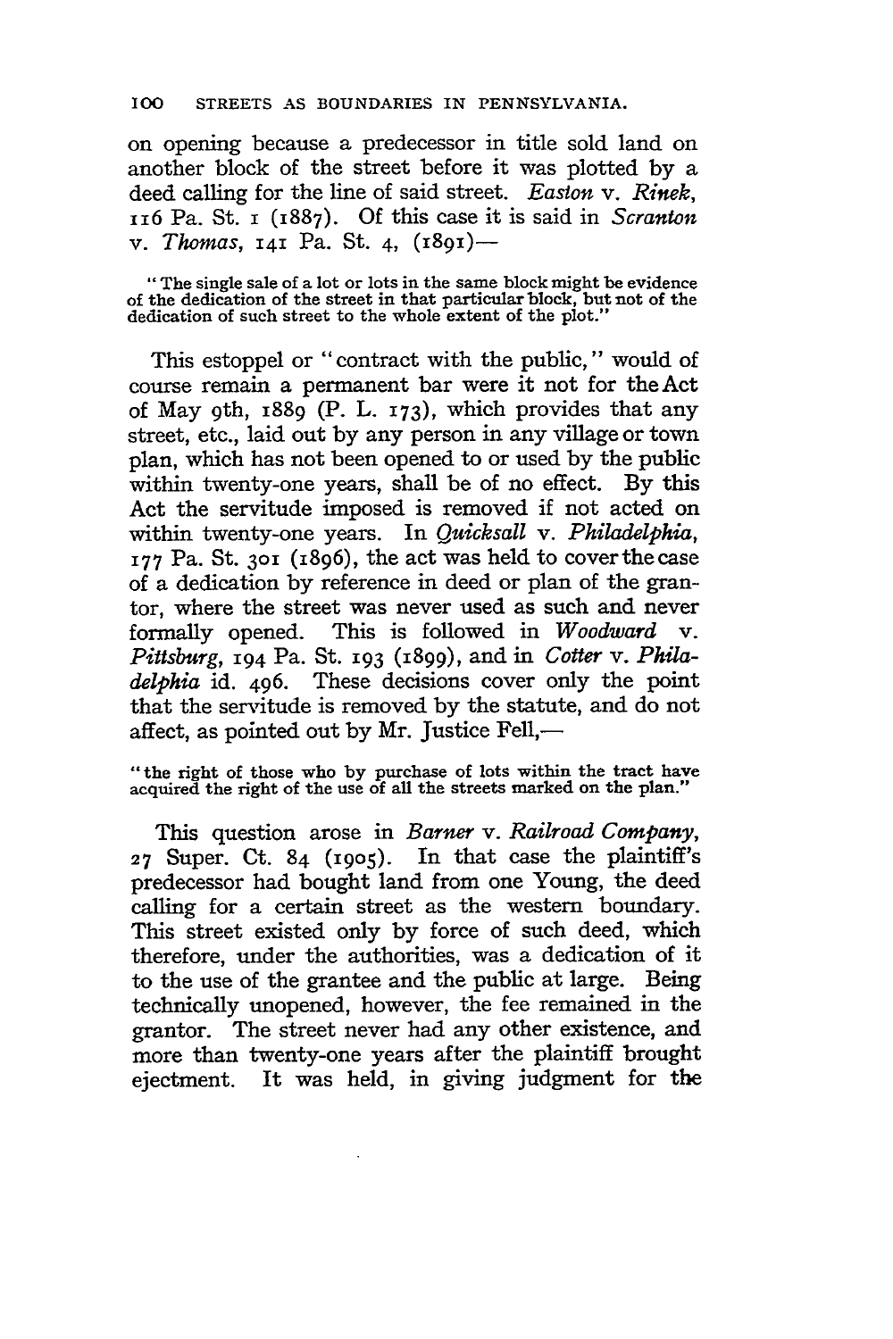on opening because a predecessor in title sold land on another block of the street before it was plotted by a deed calling for the line of said street. *Easton* v. *Rinek*, 116 Pa. St. 1 (1887). Of this case it is said in *Scranton* v. *Thomas*, 141 Pa. St. 4, (1891)—

> "The single sale of a lot or lots in the same block might be evidence of the dedication of the street in that particular block, but not of the dedication of such street to the whole extent of the plot."

This estoppel or "contract with the public," would of course remain a permanent bar were it not for the Act of May 9th, 1889 (P. L. 173), which provides that any street, etc., laid out by any person in any village or town plan, which has not been opened to or used by the public within twenty-one years, shall be of no effect. By this Act the servitude imposed is removed if not acted on within twenty-one years. In *Quicksall* v. *Philadelphia*, 177 Pa. St. 301 (1896), the act was held to cover the case of a dedication by reference in deed or plan of the grantor, where the street was never used as such and never formally opened. This is followed in *Woodward* v. *Pittsburg*, 194 Pa. St. 193 (1899), and in *Cotter* v. *Philadelphia* id. 496. These decisions cover only the point that the servitude is removed by the statute, and do not affect, as pointed out by Mr. Justice Fell,—

> "the right of those who by purchase of lots within the tract have acquired the right of the use of all the streets marked on the plan."

This question arose in *Barner* v. *Railroad Company*, 27 Super. Ct. 84 (1905). In that case the plaintiff's predecessor had bought land from one Young, the deed calling for a certain street as the western boundary. This street existed only by force of such deed, which therefore, under the authorities, was a dedication of it to the use of the grantee and the public at large. Being technically unopened, however, the fee remained in the grantor. The street never had any other existence, and more than twenty-one years after the plaintiff brought ejectment. It was held, in giving judgment for the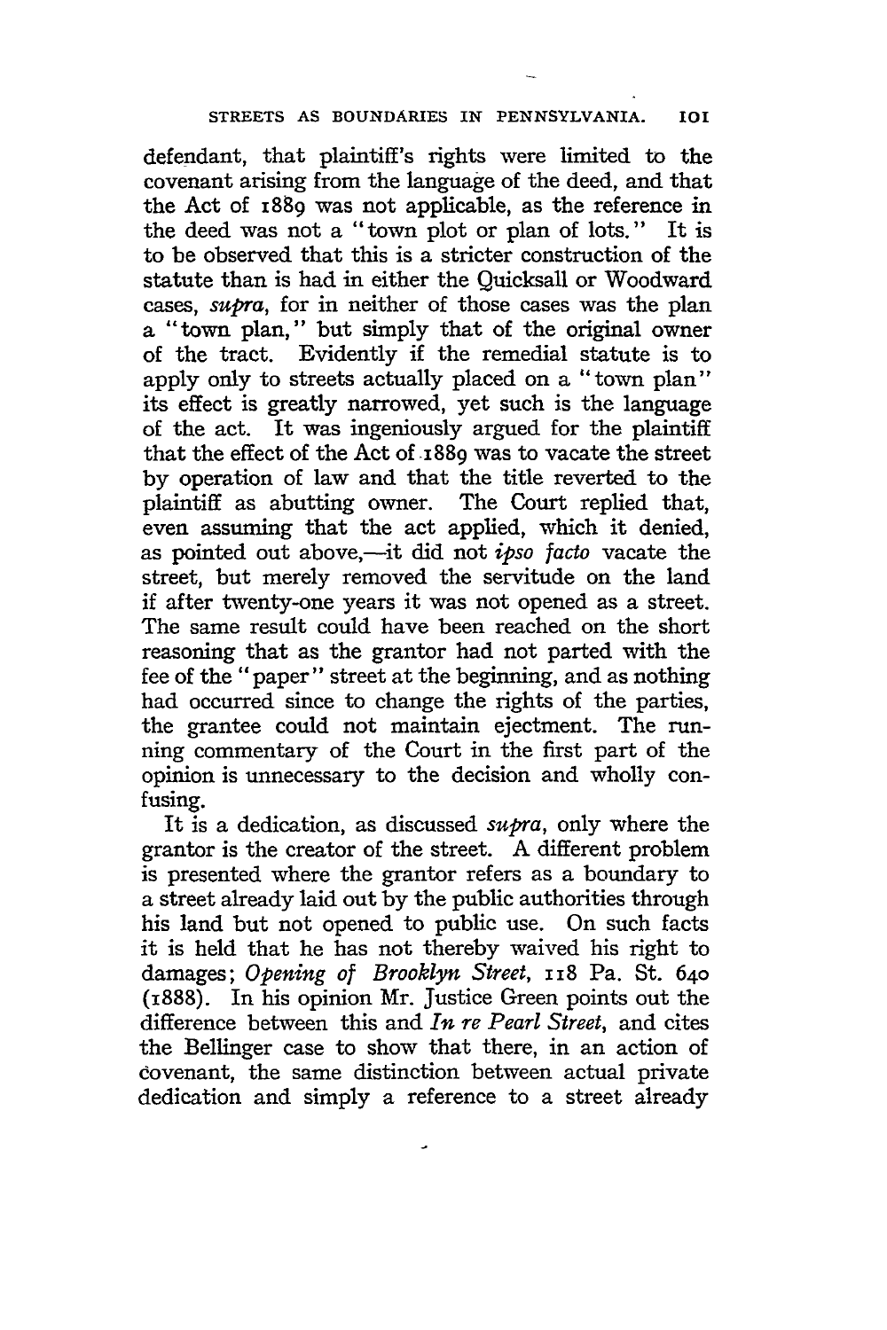defendant, that plaintiff's rights were limited to the covenant arising from the language of the deed, and that the Act of 1889 was not applicable, as the reference in the deed was not a "town plot or plan of lots." It is to be observed that this is a stricter construction of the statute than is had in either the Quicksall or Woodward cases, *supra*, for in neither of those cases was the plan a "town plan," but simply that of the original owner of the tract. Evidently if the remedial statute is to apply only to streets actually placed on a "town plan" its effect is greatly narrowed, yet such is the language of the act. It was ingeniously argued for the plaintiff that the effect of the Act of 1889 was to vacate the street by operation of law and that the title reverted to the plaintiff as abutting owner. The Court replied that, even assuming that the act applied, which it denied, as pointed out above,—it did not *ipso facto* vacate the street, but merely removed the servitude on the land if after twenty-one years it was not opened as a street. The same result could have been reached on the short reasoning that as the grantor had not parted with the fee of the "paper" street at the beginning, and as nothing had occurred since to change the rights of the parties, the grantee could not maintain ejectment. The running commentary of the Court in the first part of the opinion is unnecessary to the decision and wholly confusing.

It is a dedication, as discussed *supra*, only where the grantor is the creator of the street. A different problem is presented where the grantor refers as a boundary to a street already laid out by the public authorities through his land but not opened to public use. On such facts it is held that he has not thereby waived his right to damages; *Opening of Brooklyn Street*, 118 Pa. St. 640 (1888). In his opinion Mr. Justice Green points out the difference between this and *In re Pearl Street*, and cites the Bellinger case to show that there, in an action of covenant, the same distinction between actual private dedication and simply a reference to a street already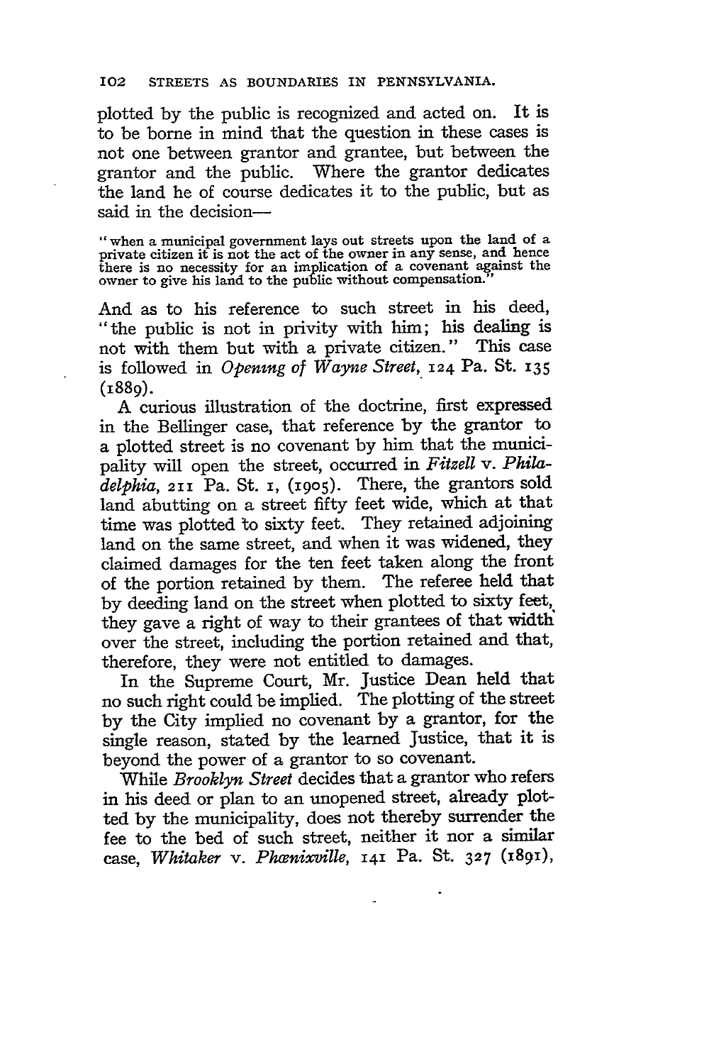plotted by the public is recognized and acted on. It is to be borne in mind that the question in these cases is not one between grantor and grantee, but between the grantor and the public. Where the grantor dedicates the land he of course dedicates it to the public, but as said in the decision—

> "when a municipal government lays out streets upon the land of a private citizen it is not the act of the owner in any sense, and hence there is no necessity for an implication of a covenant against the owner to give his land to the public without compensation."

And as to his reference to such street in his deed, "the public is not in privity with him; his dealing is not with them but with a private citizen." This case is followed in *Opening of Wayne Street*, 124 Pa. St. 135 (1889).

A curious illustration of the doctrine, first expressed in the Bellinger case, that reference by the grantor to a plotted street is no covenant by him that the municipality will open the street, occurred in *Fitzell* v. *Philadelphia*, 211 Pa. St. 1, (1905). There, the grantors sold land abutting on a street fifty feet wide, which at that time was plotted to sixty feet. They retained adjoining land on the same street, and when it was widened, they claimed damages for the ten feet taken along the front of the portion retained by them. The referee held that by deeding land on the street when plotted to sixty feet, they gave a right of way to their grantees of that width over the street, including the portion retained and that, therefore, they were not entitled to damages.

In the Supreme Court, Mr. Justice Dean held that no such right could be implied. The plotting of the street by the City implied no covenant by a grantor, for the single reason, stated by the learned Justice, that it is beyond the power of a grantor to so covenant.

While *Brooklyn Street* decides that a grantor who refers in his deed or plan to an unopened street, already plotted by the municipality, does not thereby surrender the fee to the bed of such street, neither it nor a similar case, *Whitaker* v. *Phœnixville*, 141 Pa. St. 327 (1891),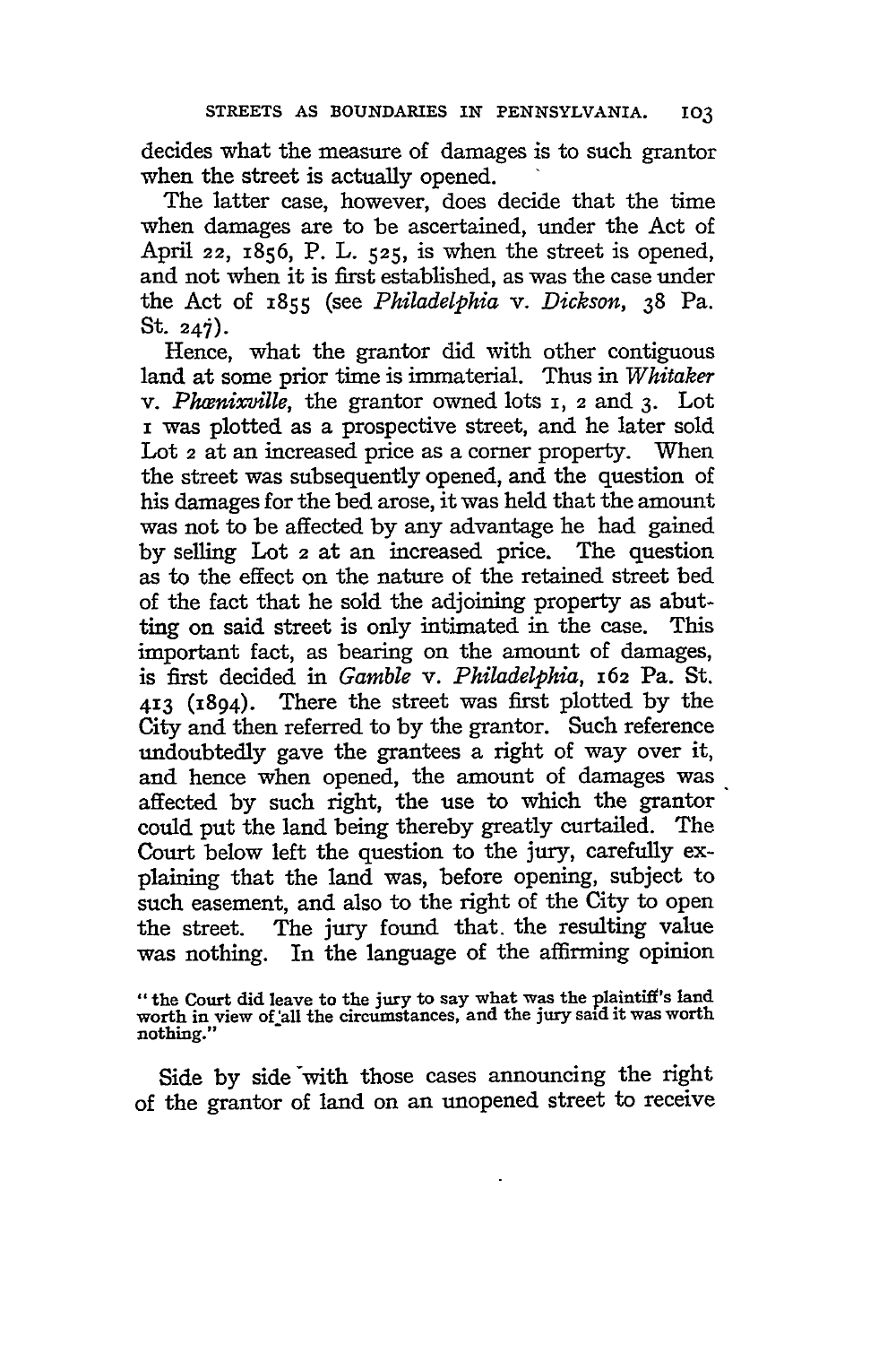decides what the measure of damages is to such grantor when the street is actually opened.

The latter case, however, does decide that the time when damages are to be ascertained, under the Act of April 22, 1856, P. L. 525, is when the street is opened, and not when it is first established, as was the case under the Act of 1855 (see *Philadelphia* v. *Dickson*, 38 Pa. St. 247).

Hence, what the grantor did with other contiguous land at some prior time is immaterial. Thus in *Whitaker* v. *Phœnixville*, the grantor owned lots 1, 2 and 3. Lot 1 was plotted as a prospective street, and he later sold Lot 2 at an increased price as a corner property. When the street was subsequently opened, and the question of his damages for the bed arose, it was held that the amount was not to be affected by any advantage he had gained by selling Lot 2 at an increased price. The question as to the effect on the nature of the retained street bed of the fact that he sold the adjoining property as abutting on said street is only intimated in the case. This important fact, as bearing on the amount of damages, is first decided in *Gamble* v. *Philadelphia*, 162 Pa. St. 413 (1894). There the street was first plotted by the City and then referred to by the grantor. Such reference undoubtedly gave the grantees a right of way over it, and hence when opened, the amount of damages was affected by such right, the use to which the grantor could put the land being thereby greatly curtailed. The Court below left the question to the jury, carefully explaining that the land was, before opening, subject to such easement, and also to the right of the City to open the street. The jury found that the resulting value was nothing. In the language of the affirming opinion

"the Court did leave to the jury to say what was the plaintiff's land worth in view of all the circumstances, and the jury said it was worth nothing."

Side by side with those cases announcing the right of the grantor of land on an unopened street to receive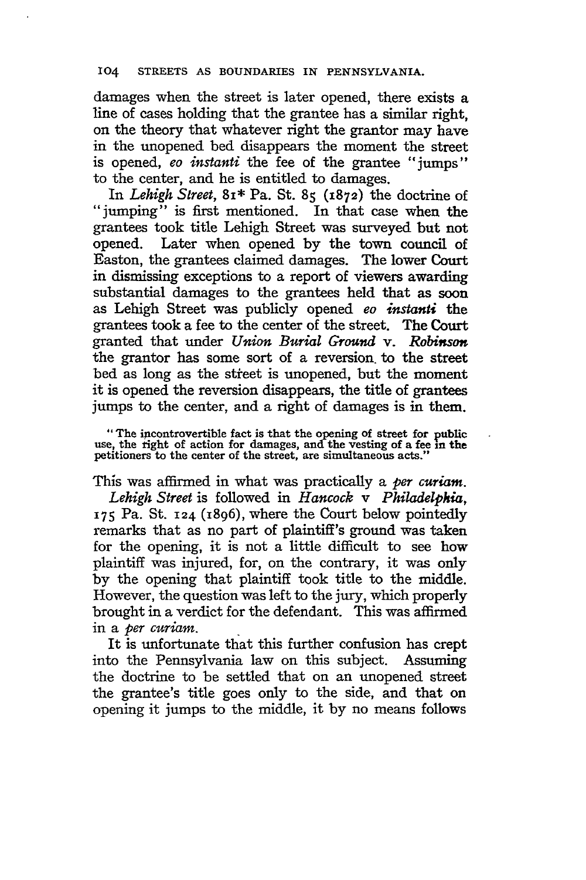damages when the street is later opened, there exists a line of cases holding that the grantee has a similar right, on the theory that whatever right the grantor may have in the unopened bed disappears the moment the street is opened, *eo instanti* the fee of the grantee "jumps" to the center, and he is entitled to damages.

In *Lehigh Street*, 81* Pa. St. 85 (1872) the doctrine of "jumping" is first mentioned. In that case when the grantees took title Lehigh Street was surveyed but not opened. Later when opened by the town council of Easton, the grantees claimed damages. The lower Court in dismissing exceptions to a report of viewers awarding substantial damages to the grantees held that as soon as Lehigh Street was publicly opened *eo instanti* the grantees took a fee to the center of the street. The Court granted that under *Union Burial Ground* v. *Robinson* the grantor has some sort of a reversion to the street bed as long as the street is unopened, but the moment it is opened the reversion disappears, the title of grantees jumps to the center, and a right of damages is in them.

> "The incontrovertible fact is that the opening of street for public use, the right of action for damages, and the vesting of a fee in the petitioners to the center of the street, are simultaneous acts."

This was affirmed in what was practically a *per curiam*.

*Lehigh Street* is followed in *Hancock* v *Philadelphia*, 175 Pa. St. 124 (1896), where the Court below pointedly remarks that as no part of plaintiff's ground was taken for the opening, it is not a little difficult to see how plaintiff was injured, for, on the contrary, it was only by the opening that plaintiff took title to the middle. However, the question was left to the jury, which properly brought in a verdict for the defendant. This was affirmed in a *per curiam*.

It is unfortunate that this further confusion has crept into the Pennsylvania law on this subject. Assuming the doctrine to be settled that on an unopened street the grantee's title goes only to the side, and that on opening it jumps to the middle, it by no means follows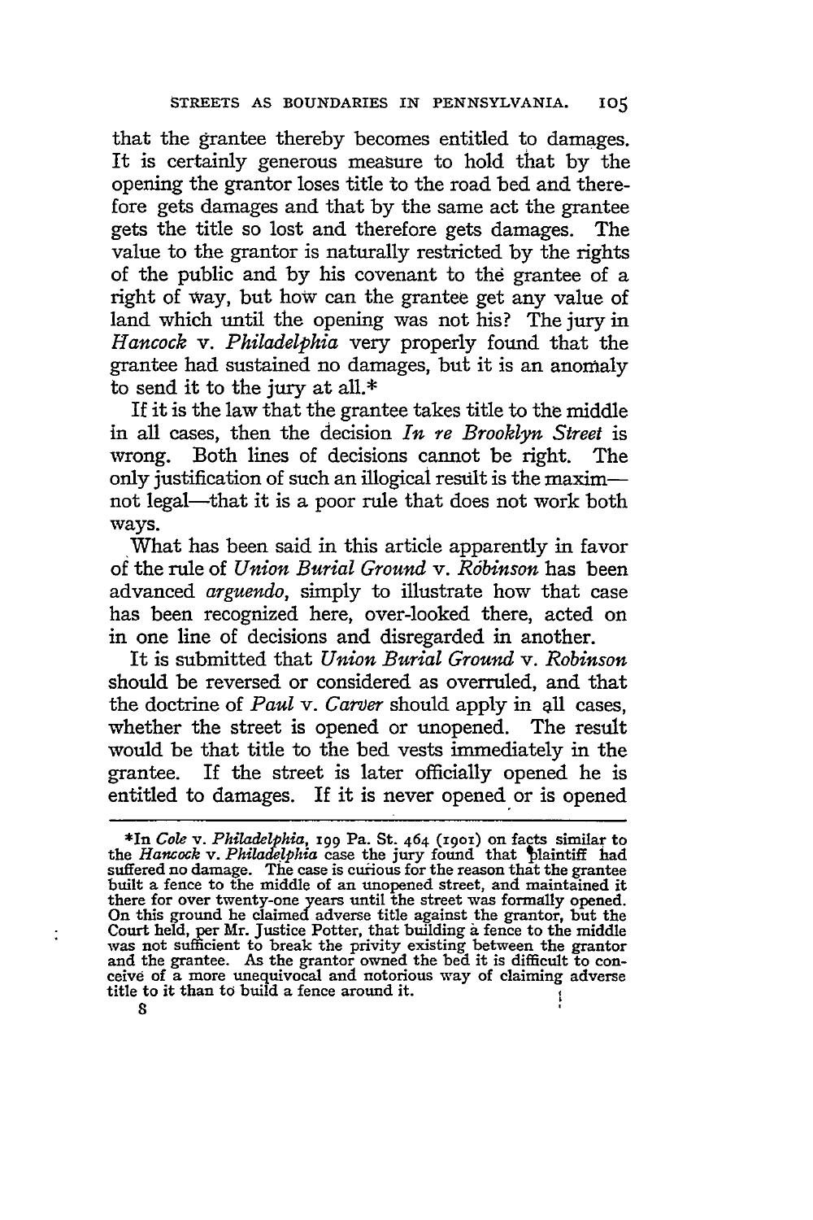that the grantee thereby becomes entitled to damages. It is certainly generous measure to hold that by the opening the grantor loses title to the road bed and therefore gets damages and that by the same act the grantee gets the title so lost and therefore gets damages. The value to the grantor is naturally restricted by the rights of the public and by his covenant to the grantee of a right of way, but how can the grantee get any value of land which until the opening was not his? The jury in *Hancock* v. *Philadelphia* very properly found that the grantee had sustained no damages, but it is an anomaly to send it to the jury at all.*

If it is the law that the grantee takes title to the middle in all cases, then the decision *In re Brooklyn Street* is wrong. Both lines of decisions cannot be right. The only justification of such an illogical result is the maxim—not legal—that it is a poor rule that does not work both ways.

What has been said in this article apparently in favor of the rule of *Union Burial Ground* v. *Robinson* has been advanced *arguendo*, simply to illustrate how that case has been recognized here, over-looked there, acted on in one line of decisions and disregarded in another.

It is submitted that *Union Burial Ground* v. *Robinson* should be reversed or considered as overruled, and that the doctrine of *Paul* v. *Carver* should apply in all cases, whether the street is opened or unopened. The result would be that title to the bed vests immediately in the grantee. If the street is later officially opened he is entitled to damages. If it is never opened or is opened

---

*In *Cole* v. *Philadelphia*, 199 Pa. St. 464 (1901) on facts similar to the *Hancock* v. *Philadelphia* case the jury found that plaintiff had suffered no damage. The case is curious for the reason that the grantee built a fence to the middle of an unopened street, and maintained it there for over twenty-one years until the street was formally opened. On this ground he claimed adverse title against the grantor, but the Court held, per Mr. Justice Potter, that building a fence to the middle was not sufficient to break the privity existing between the grantor and the grantee. As the grantor owned the bed it is difficult to conceive of a more unequivocal and notorious way of claiming adverse title to it than to build a fence around it.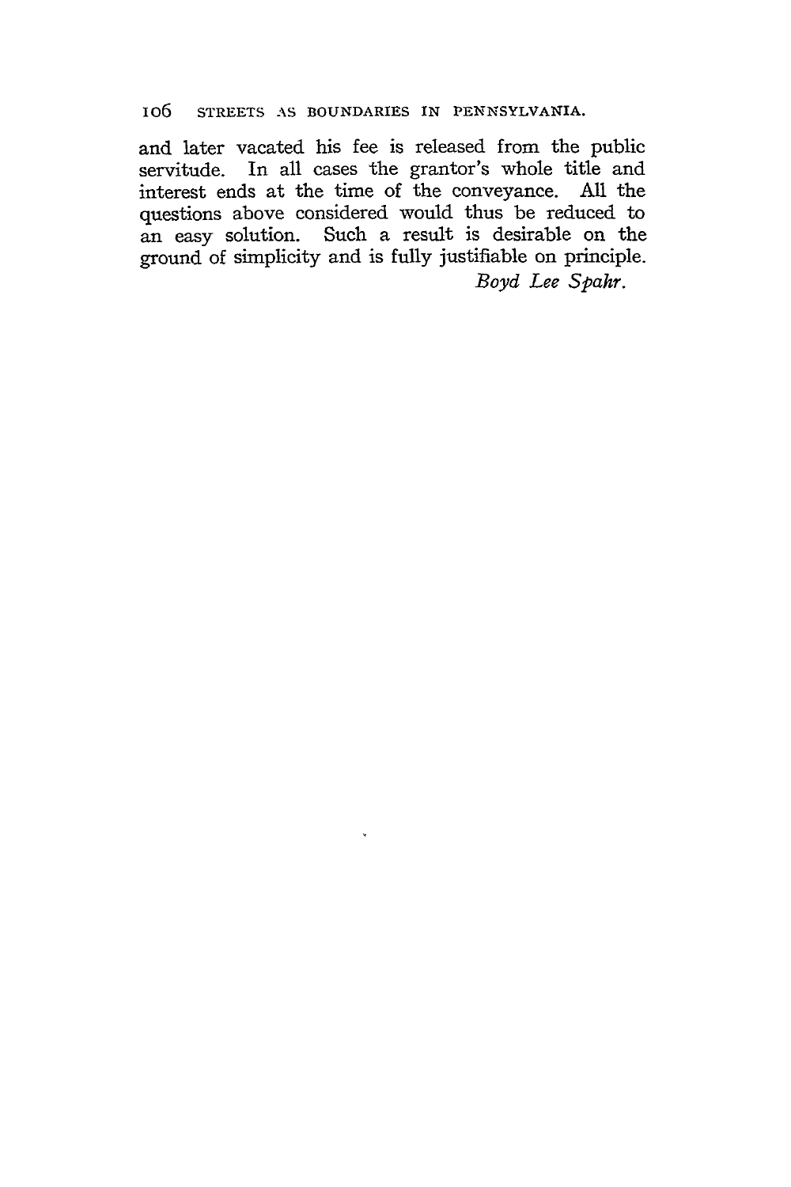and later vacated his fee is released from the public servitude. In all cases the grantor's whole title and interest ends at the time of the conveyance. All the questions above considered would thus be reduced to an easy solution. Such a result is desirable on the ground of simplicity and is fully justifiable on principle.

*Boyd Lee Spahr.*